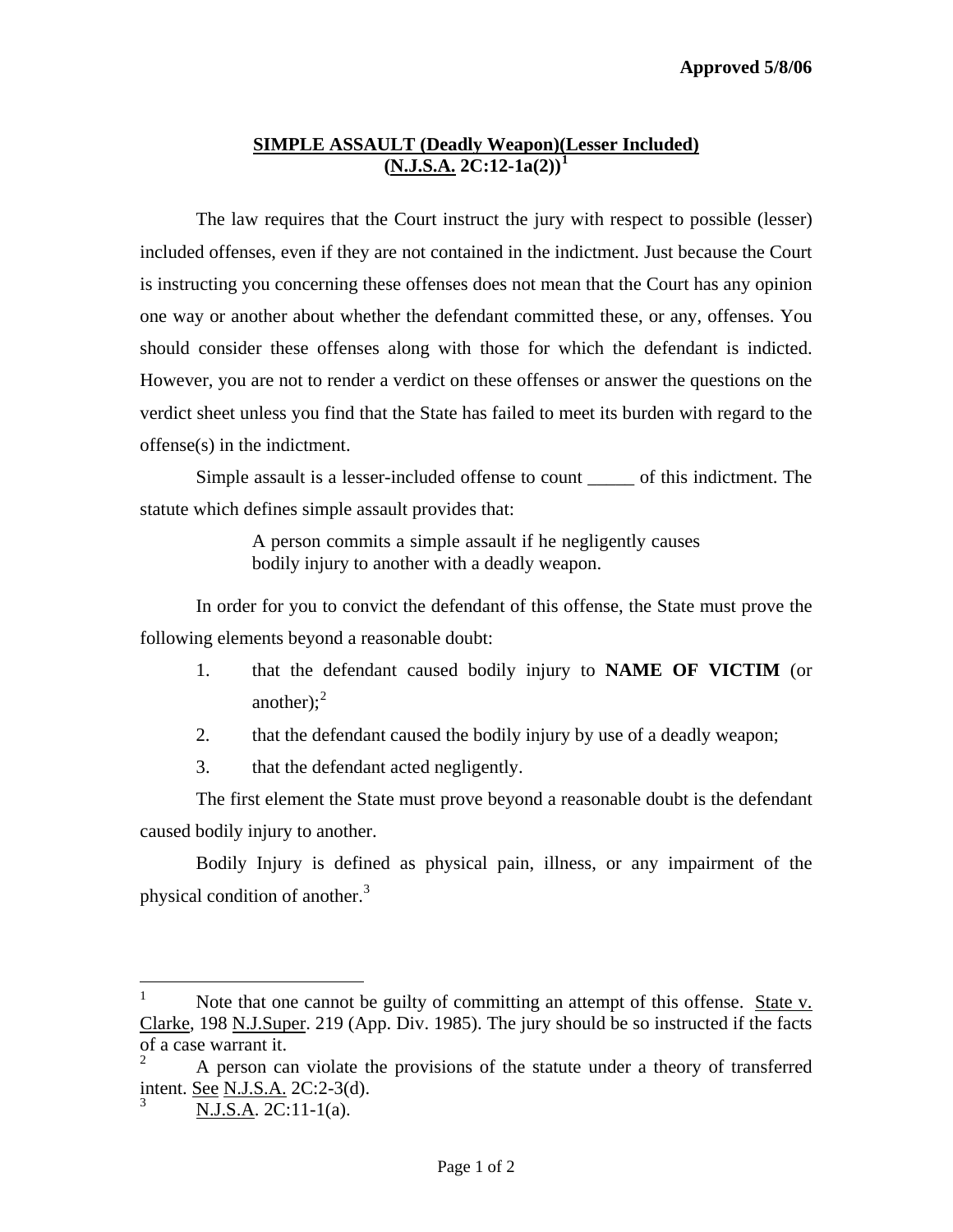Approved 5/8/06

## SIMPLE ASSAULT (Deadly Weapon)(Lesser Included) (N.J.S.A. 2C:12-1a(2))[1]

The law requires that the Court instruct the jury with respect to possible (lesser) included offenses, even if they are not contained in the indictment. Just because the Court is instructing you concerning these offenses does not mean that the Court has any opinion one way or another about whether the defendant committed these, or any, offenses. You should consider these offenses along with those for which the defendant is indicted. However, you are not to render a verdict on these offenses or answer the questions on the verdict sheet unless you find that the State has failed to meet its burden with regard to the offense(s) in the indictment.

Simple assault is a lesser-included offense to count _____ of this indictment. The statute which defines simple assault provides that:

> A person commits a simple assault if he negligently causes bodily injury to another with a deadly weapon.

In order for you to convict the defendant of this offense, the State must prove the following elements beyond a reasonable doubt:

1. that the defendant caused bodily injury to **NAME OF VICTIM** (or another);[2]
2. that the defendant caused the bodily injury by use of a deadly weapon;
3. that the defendant acted negligently.

The first element the State must prove beyond a reasonable doubt is the defendant caused bodily injury to another.

Bodily Injury is defined as physical pain, illness, or any impairment of the physical condition of another.[3]

---

[1] Note that one cannot be guilty of committing an attempt of this offense. State v. Clarke, 198 N.J.Super. 219 (App. Div. 1985). The jury should be so instructed if the facts of a case warrant it.

[2] A person can violate the provisions of the statute under a theory of transferred intent. See N.J.S.A. 2C:2-3(d).

[3] N.J.S.A. 2C:11-1(a).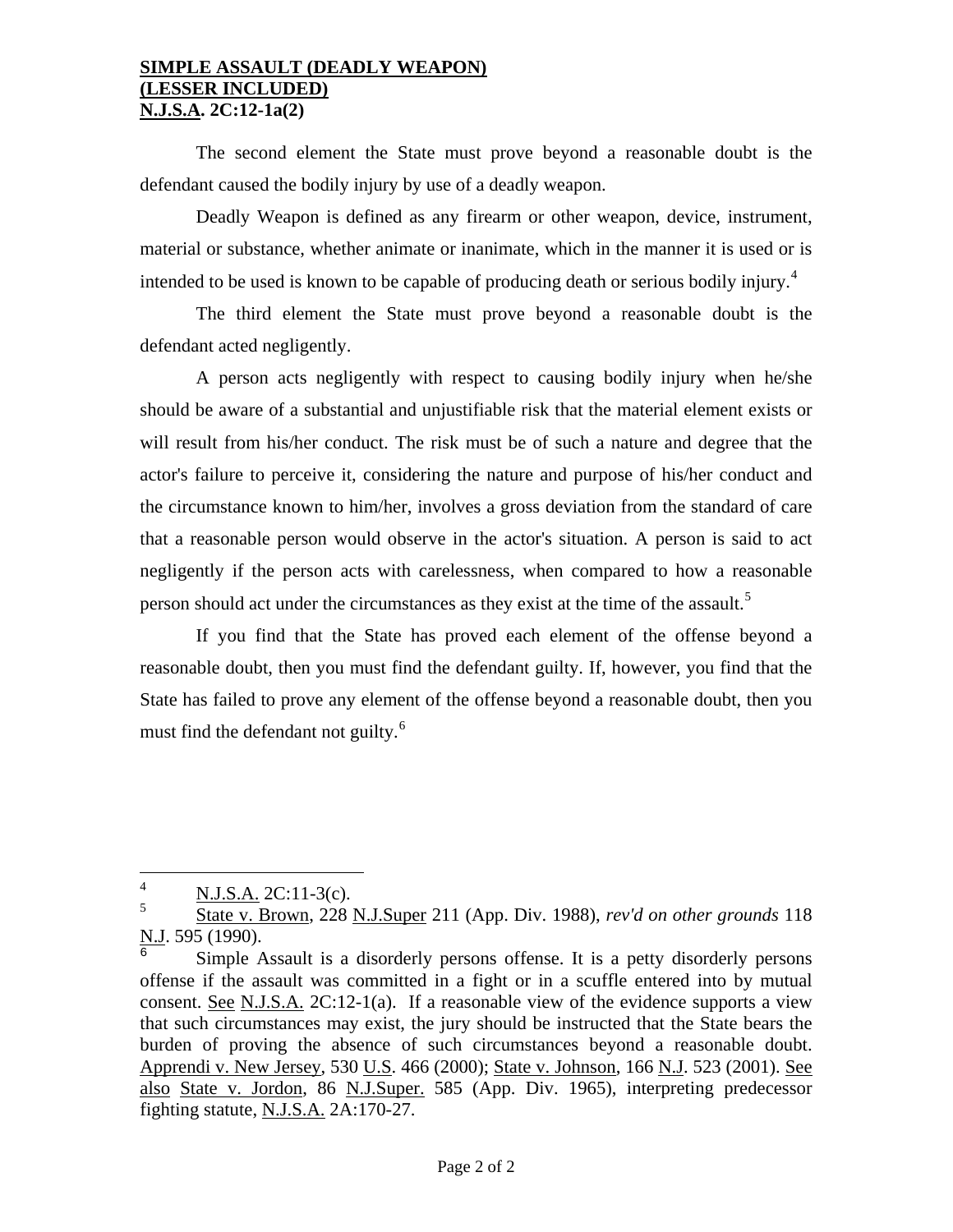**SIMPLE ASSAULT (DEADLY WEAPON)**
**(LESSER INCLUDED)**
**N.J.S.A. 2C:12-1a(2)**

The second element the State must prove beyond a reasonable doubt is the defendant caused the bodily injury by use of a deadly weapon.

Deadly Weapon is defined as any firearm or other weapon, device, instrument, material or substance, whether animate or inanimate, which in the manner it is used or is intended to be used is known to be capable of producing death or serious bodily injury.[4]

The third element the State must prove beyond a reasonable doubt is the defendant acted negligently.

A person acts negligently with respect to causing bodily injury when he/she should be aware of a substantial and unjustifiable risk that the material element exists or will result from his/her conduct. The risk must be of such a nature and degree that the actor's failure to perceive it, considering the nature and purpose of his/her conduct and the circumstance known to him/her, involves a gross deviation from the standard of care that a reasonable person would observe in the actor's situation. A person is said to act negligently if the person acts with carelessness, when compared to how a reasonable person should act under the circumstances as they exist at the time of the assault.[5]

If you find that the State has proved each element of the offense beyond a reasonable doubt, then you must find the defendant guilty. If, however, you find that the State has failed to prove any element of the offense beyond a reasonable doubt, then you must find the defendant not guilty.[6]

---

[4] N.J.S.A. 2C:11-3(c).

[5] State v. Brown, 228 N.J.Super 211 (App. Div. 1988), *rev'd on other grounds* 118 N.J. 595 (1990).

[6] Simple Assault is a disorderly persons offense. It is a petty disorderly persons offense if the assault was committed in a fight or in a scuffle entered into by mutual consent. See N.J.S.A. 2C:12-1(a). If a reasonable view of the evidence supports a view that such circumstances may exist, the jury should be instructed that the State bears the burden of proving the absence of such circumstances beyond a reasonable doubt. Apprendi v. New Jersey, 530 U.S. 466 (2000); State v. Johnson, 166 N.J. 523 (2001). See also State v. Jordon, 86 N.J.Super. 585 (App. Div. 1965), interpreting predecessor fighting statute, N.J.S.A. 2A:170-27.